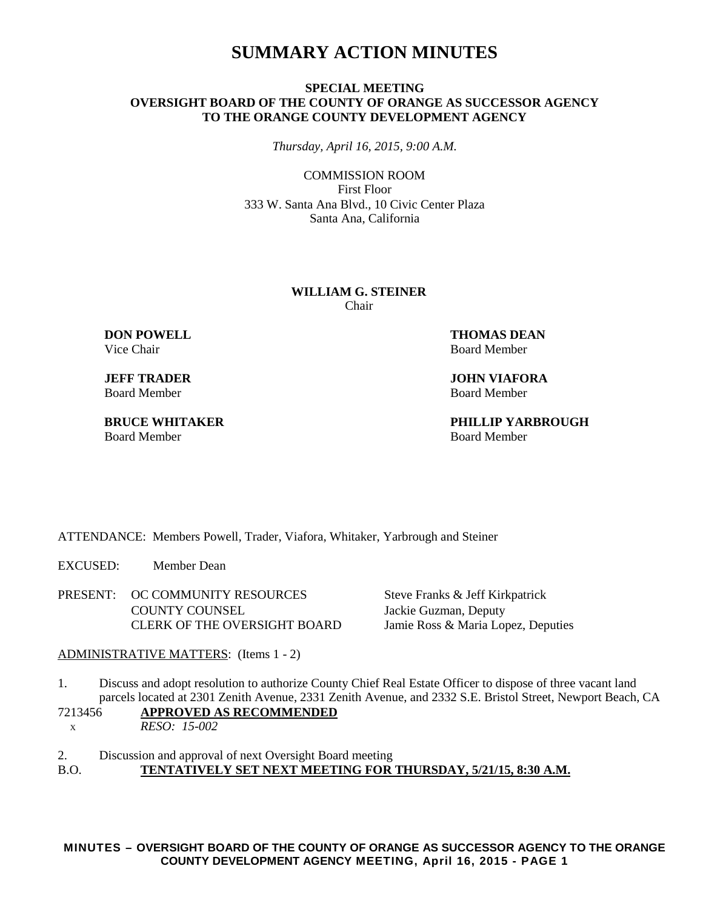# SUMMARY ACTION MINUTES

**SPECIAL MEETING**
**OVERSIGHT BOARD OF THE COUNTY OF ORANGE AS SUCCESSOR AGENCY TO THE ORANGE COUNTY DEVELOPMENT AGENCY**

*Thursday, April 16, 2015, 9:00 A.M.*

COMMISSION ROOM
First Floor
333 W. Santa Ana Blvd., 10 Civic Center Plaza
Santa Ana, California

**WILLIAM G. STEINER**
Chair

**DON POWELL**
Vice Chair

**THOMAS DEAN**
Board Member

**JEFF TRADER**
Board Member

**JOHN VIAFORA**
Board Member

**BRUCE WHITAKER**
Board Member

**PHILLIP YARBROUGH**
Board Member

ATTENDANCE: Members Powell, Trader, Viafora, Whitaker, Yarbrough and Steiner

EXCUSED: Member Dean

| PRESENT: | | |
|---|---|---|
| | OC COMMUNITY RESOURCES | Steve Franks & Jeff Kirkpatrick |
| | COUNTY COUNSEL | Jackie Guzman, Deputy |
| | CLERK OF THE OVERSIGHT BOARD | Jamie Ross & Maria Lopez, Deputies |

ADMINISTRATIVE MATTERS: (Items 1 - 2)

1. Discuss and adopt resolution to authorize County Chief Real Estate Officer to dispose of three vacant land parcels located at 2301 Zenith Avenue, 2331 Zenith Avenue, and 2332 S.E. Bristol Street, Newport Beach, CA

7213456 **APPROVED AS RECOMMENDED**
x *RESO: 15-002*

2. Discussion and approval of next Oversight Board meeting

B.O. **TENTATIVELY SET NEXT MEETING FOR THURSDAY, 5/21/15, 8:30 A.M.**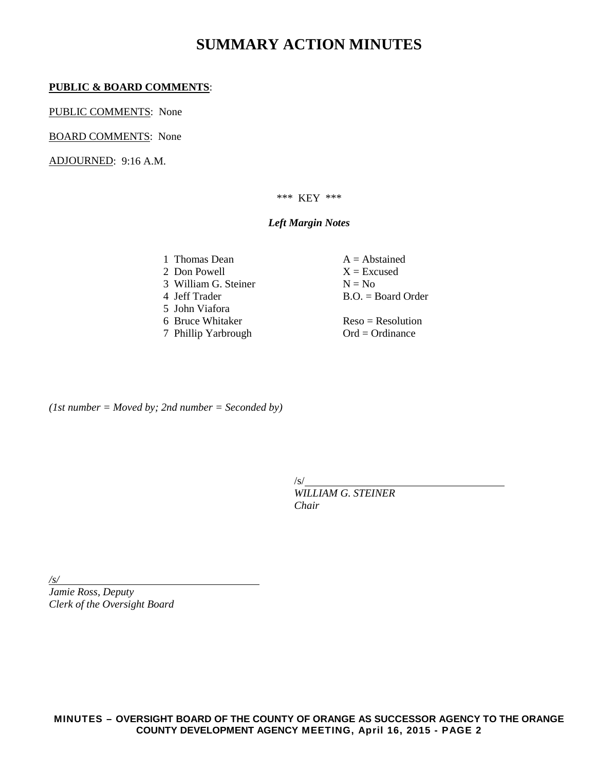# SUMMARY ACTION MINUTES

**PUBLIC & BOARD COMMENTS**:

PUBLIC COMMENTS: None

BOARD COMMENTS: None

ADJOURNED: 9:16 A.M.

\*\*\* KEY \*\*\*

***Left Margin Notes***

| | |
|---|---|
| 1 Thomas Dean | A = Abstained |
| 2 Don Powell | X = Excused |
| 3 William G. Steiner | N = No |
| 4 Jeff Trader | B.O. = Board Order |
| 5 John Viafora | |
| 6 Bruce Whitaker | Reso = Resolution |
| 7 Phillip Yarbrough | Ord = Ordinance |

*(1st number = Moved by; 2nd number = Seconded by)*

/s/\_\_\_\_\_\_\_\_\_\_\_\_\_\_\_\_\_\_\_\_\_\_\_\_\_\_\_\_\_\_\_\_\_\_\_\_
*WILLIAM G. STEINER*
*Chair*

*/s/*\_\_\_\_\_\_\_\_\_\_\_\_\_\_\_\_\_\_\_\_\_\_\_\_\_\_\_\_\_\_\_\_\_\_\_\_
*Jamie Ross, Deputy*
*Clerk of the Oversight Board*